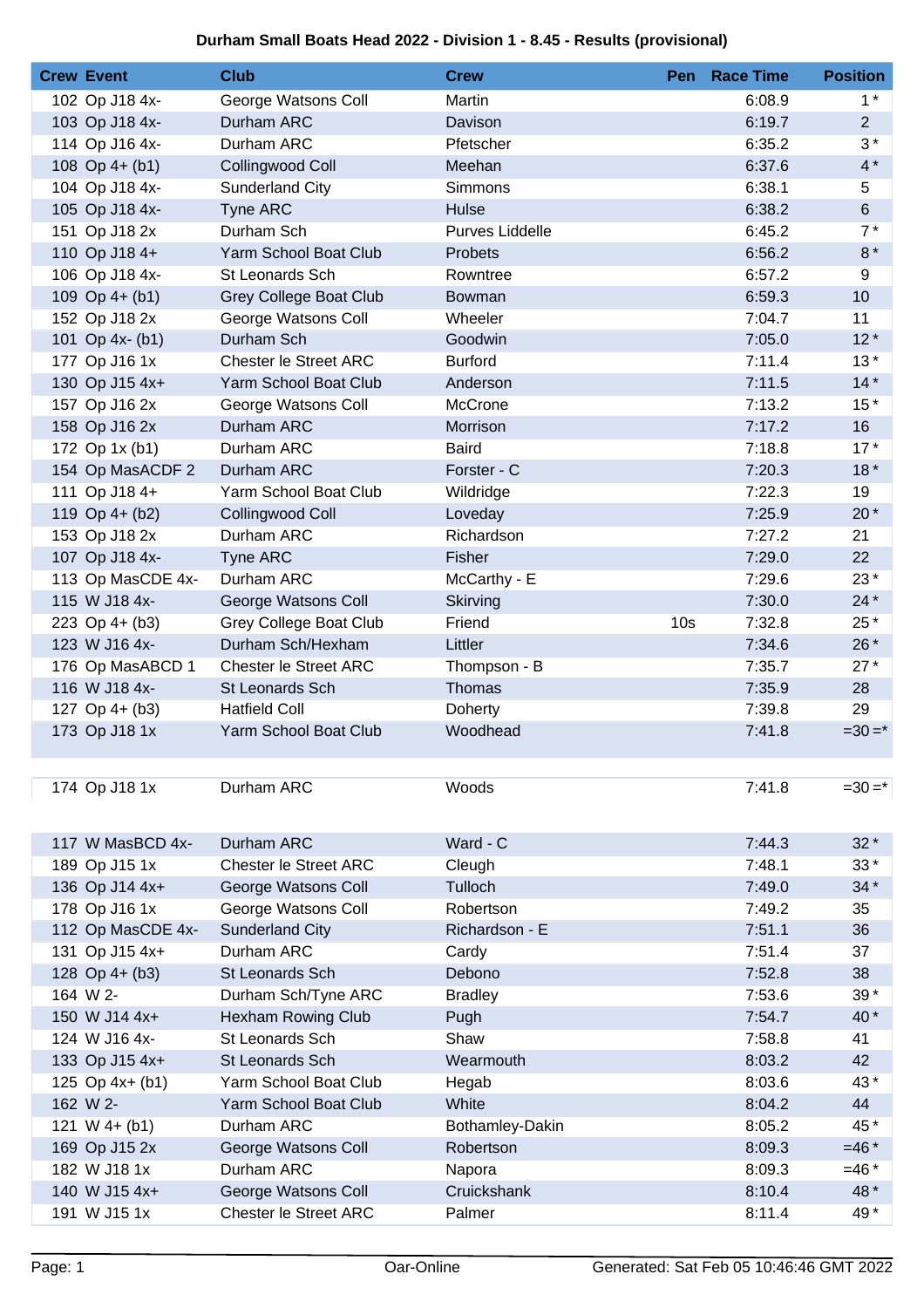# Durham Small Boats Head 2022 - Division 1 - 8.45 - Results (provisional)

| Crew | Event | Club | Crew | Pen | Race Time | Position |
|---|---|---|---|---|---|---|
| 102 | Op J18 4x- | George Watsons Coll | Martin | | 6:08.9 | 1 * |
| 103 | Op J18 4x- | Durham ARC | Davison | | 6:19.7 | 2 |
| 114 | Op J16 4x- | Durham ARC | Pfetscher | | 6:35.2 | 3 * |
| 108 | Op 4+ (b1) | Collingwood Coll | Meehan | | 6:37.6 | 4 * |
| 104 | Op J18 4x- | Sunderland City | Simmons | | 6:38.1 | 5 |
| 105 | Op J18 4x- | Tyne ARC | Hulse | | 6:38.2 | 6 |
| 151 | Op J18 2x | Durham Sch | Purves Liddelle | | 6:45.2 | 7 * |
| 110 | Op J18 4+ | Yarm School Boat Club | Probets | | 6:56.2 | 8 * |
| 106 | Op J18 4x- | St Leonards Sch | Rowntree | | 6:57.2 | 9 |
| 109 | Op 4+ (b1) | Grey College Boat Club | Bowman | | 6:59.3 | 10 |
| 152 | Op J18 2x | George Watsons Coll | Wheeler | | 7:04.7 | 11 |
| 101 | Op 4x- (b1) | Durham Sch | Goodwin | | 7:05.0 | 12 * |
| 177 | Op J16 1x | Chester le Street ARC | Burford | | 7:11.4 | 13 * |
| 130 | Op J15 4x+ | Yarm School Boat Club | Anderson | | 7:11.5 | 14 * |
| 157 | Op J16 2x | George Watsons Coll | McCrone | | 7:13.2 | 15 * |
| 158 | Op J16 2x | Durham ARC | Morrison | | 7:17.2 | 16 |
| 172 | Op 1x (b1) | Durham ARC | Baird | | 7:18.8 | 17 * |
| 154 | Op MasACDF 2 | Durham ARC | Forster - C | | 7:20.3 | 18 * |
| 111 | Op J18 4+ | Yarm School Boat Club | Wildridge | | 7:22.3 | 19 |
| 119 | Op 4+ (b2) | Collingwood Coll | Loveday | | 7:25.9 | 20 * |
| 153 | Op J18 2x | Durham ARC | Richardson | | 7:27.2 | 21 |
| 107 | Op J18 4x- | Tyne ARC | Fisher | | 7:29.0 | 22 |
| 113 | Op MasCDE 4x- | Durham ARC | McCarthy - E | | 7:29.6 | 23 * |
| 115 | W J18 4x- | George Watsons Coll | Skirving | | 7:30.0 | 24 * |
| 223 | Op 4+ (b3) | Grey College Boat Club | Friend | 10s | 7:32.8 | 25 * |
| 123 | W J16 4x- | Durham Sch/Hexham | Littler | | 7:34.6 | 26 * |
| 176 | Op MasABCD 1 | Chester le Street ARC | Thompson - B | | 7:35.7 | 27 * |
| 116 | W J18 4x- | St Leonards Sch | Thomas | | 7:35.9 | 28 |
| 127 | Op 4+ (b3) | Hatfield Coll | Doherty | | 7:39.8 | 29 |
| 173 | Op J18 1x | Yarm School Boat Club | Woodhead | | 7:41.8 | =30 =* |
| 174 | Op J18 1x | Durham ARC | Woods | | 7:41.8 | =30 =* |
| 117 | W MasBCD 4x- | Durham ARC | Ward - C | | 7:44.3 | 32 * |
| 189 | Op J15 1x | Chester le Street ARC | Cleugh | | 7:48.1 | 33 * |
| 136 | Op J14 4x+ | George Watsons Coll | Tulloch | | 7:49.0 | 34 * |
| 178 | Op J16 1x | George Watsons Coll | Robertson | | 7:49.2 | 35 |
| 112 | Op MasCDE 4x- | Sunderland City | Richardson - E | | 7:51.1 | 36 |
| 131 | Op J15 4x+ | Durham ARC | Cardy | | 7:51.4 | 37 |
| 128 | Op 4+ (b3) | St Leonards Sch | Debono | | 7:52.8 | 38 |
| 164 | W 2- | Durham Sch/Tyne ARC | Bradley | | 7:53.6 | 39 * |
| 150 | W J14 4x+ | Hexham Rowing Club | Pugh | | 7:54.7 | 40 * |
| 124 | W J16 4x- | St Leonards Sch | Shaw | | 7:58.8 | 41 |
| 133 | Op J15 4x+ | St Leonards Sch | Wearmouth | | 8:03.2 | 42 |
| 125 | Op 4x+ (b1) | Yarm School Boat Club | Hegab | | 8:03.6 | 43 * |
| 162 | W 2- | Yarm School Boat Club | White | | 8:04.2 | 44 |
| 121 | W 4+ (b1) | Durham ARC | Bothamley-Dakin | | 8:05.2 | 45 * |
| 169 | Op J15 2x | George Watsons Coll | Robertson | | 8:09.3 | =46 * |
| 182 | W J18 1x | Durham ARC | Napora | | 8:09.3 | =46 * |
| 140 | W J15 4x+ | George Watsons Coll | Cruickshank | | 8:10.4 | 48 * |
| 191 | W J15 1x | Chester le Street ARC | Palmer | | 8:11.4 | 49 * |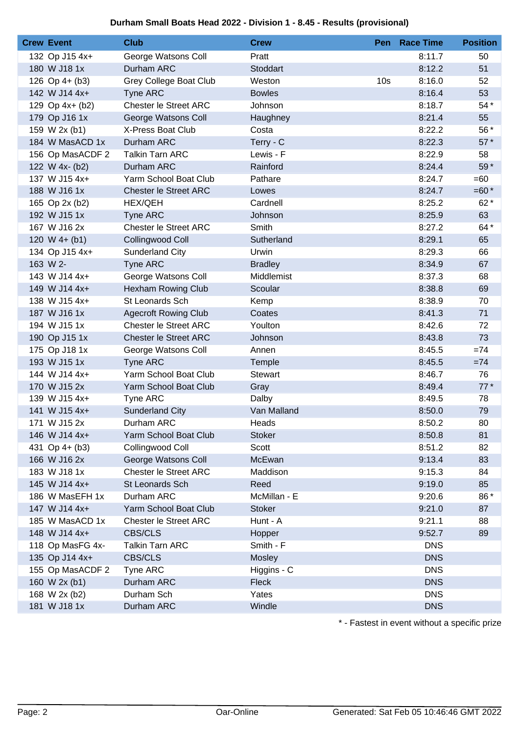**Durham Small Boats Head 2022 - Division 1 - 8.45 - Results (provisional)**

| Crew | Event | Club | Crew | Pen | Race Time | Position |
|---|---|---|---|---|---|---|
| 132 | Op J15 4x+ | George Watsons Coll | Pratt | | 8:11.7 | 50 |
| 180 | W J18 1x | Durham ARC | Stoddart | | 8:12.2 | 51 |
| 126 | Op 4+ (b3) | Grey College Boat Club | Weston | 10s | 8:16.0 | 52 |
| 142 | W J14 4x+ | Tyne ARC | Bowles | | 8:16.4 | 53 |
| 129 | Op 4x+ (b2) | Chester le Street ARC | Johnson | | 8:18.7 | 54 * |
| 179 | Op J16 1x | George Watsons Coll | Haughney | | 8:21.4 | 55 |
| 159 | W 2x (b1) | X-Press Boat Club | Costa | | 8:22.2 | 56 * |
| 184 | W MasACD 1x | Durham ARC | Terry - C | | 8:22.3 | 57 * |
| 156 | Op MasACDF 2 | Talkin Tarn ARC | Lewis - F | | 8:22.9 | 58 |
| 122 | W 4x- (b2) | Durham ARC | Rainford | | 8:24.4 | 59 * |
| 137 | W J15 4x+ | Yarm School Boat Club | Pathare | | 8:24.7 | =60 |
| 188 | W J16 1x | Chester le Street ARC | Lowes | | 8:24.7 | =60 * |
| 165 | Op 2x (b2) | HEX/QEH | Cardnell | | 8:25.2 | 62 * |
| 192 | W J15 1x | Tyne ARC | Johnson | | 8:25.9 | 63 |
| 167 | W J16 2x | Chester le Street ARC | Smith | | 8:27.2 | 64 * |
| 120 | W 4+ (b1) | Collingwood Coll | Sutherland | | 8:29.1 | 65 |
| 134 | Op J15 4x+ | Sunderland City | Urwin | | 8:29.3 | 66 |
| 163 | W 2- | Tyne ARC | Bradley | | 8:34.9 | 67 |
| 143 | W J14 4x+ | George Watsons Coll | Middlemist | | 8:37.3 | 68 |
| 149 | W J14 4x+ | Hexham Rowing Club | Scoular | | 8:38.8 | 69 |
| 138 | W J15 4x+ | St Leonards Sch | Kemp | | 8:38.9 | 70 |
| 187 | W J16 1x | Agecroft Rowing Club | Coates | | 8:41.3 | 71 |
| 194 | W J15 1x | Chester le Street ARC | Youlton | | 8:42.6 | 72 |
| 190 | Op J15 1x | Chester le Street ARC | Johnson | | 8:43.8 | 73 |
| 175 | Op J18 1x | George Watsons Coll | Annen | | 8:45.5 | =74 |
| 193 | W J15 1x | Tyne ARC | Temple | | 8:45.5 | =74 |
| 144 | W J14 4x+ | Yarm School Boat Club | Stewart | | 8:46.7 | 76 |
| 170 | W J15 2x | Yarm School Boat Club | Gray | | 8:49.4 | 77 * |
| 139 | W J15 4x+ | Tyne ARC | Dalby | | 8:49.5 | 78 |
| 141 | W J15 4x+ | Sunderland City | Van Malland | | 8:50.0 | 79 |
| 171 | W J15 2x | Durham ARC | Heads | | 8:50.2 | 80 |
| 146 | W J14 4x+ | Yarm School Boat Club | Stoker | | 8:50.8 | 81 |
| 431 | Op 4+ (b3) | Collingwood Coll | Scott | | 8:51.2 | 82 |
| 166 | W J16 2x | George Watsons Coll | McEwan | | 9:13.4 | 83 |
| 183 | W J18 1x | Chester le Street ARC | Maddison | | 9:15.3 | 84 |
| 145 | W J14 4x+ | St Leonards Sch | Reed | | 9:19.0 | 85 |
| 186 | W MasEFH 1x | Durham ARC | McMillan - E | | 9:20.6 | 86 * |
| 147 | W J14 4x+ | Yarm School Boat Club | Stoker | | 9:21.0 | 87 |
| 185 | W MasACD 1x | Chester le Street ARC | Hunt - A | | 9:21.1 | 88 |
| 148 | W J14 4x+ | CBS/CLS | Hopper | | 9:52.7 | 89 |
| 118 | Op MasFG 4x- | Talkin Tarn ARC | Smith - F | | DNS | |
| 135 | Op J14 4x+ | CBS/CLS | Mosley | | DNS | |
| 155 | Op MasACDF 2 | Tyne ARC | Higgins - C | | DNS | |
| 160 | W 2x (b1) | Durham ARC | Fleck | | DNS | |
| 168 | W 2x (b2) | Durham Sch | Yates | | DNS | |
| 181 | W J18 1x | Durham ARC | Windle | | DNS | |

* - Fastest in event without a specific prize

Oar-Online

Generated: Sat Feb 05 10:46:46 GMT 2022